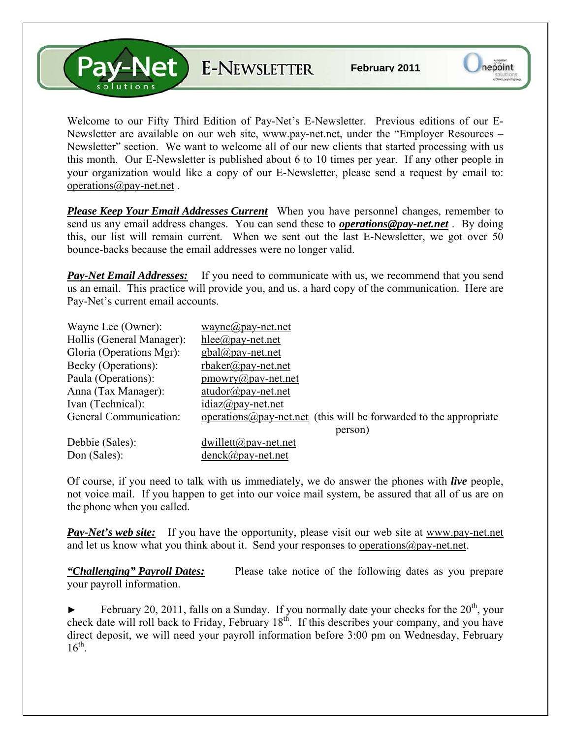# Pay-Net solutions E-NEWSLETTER

**February 2011**

Welcome to our Fifty Third Edition of Pay-Net's E-Newsletter. Previous editions of our E-Newsletter are available on our web site, www.pay-net.net, under the "Employer Resources – Newsletter" section. We want to welcome all of our new clients that started processing with us this month. Our E-Newsletter is published about 6 to 10 times per year. If any other people in your organization would like a copy of our E-Newsletter, please send a request by email to: operations@pay-net.net .

***Please Keep Your Email Addresses Current*** When you have personnel changes, remember to send us any email address changes. You can send these to ***operations@pay-net.net*** . By doing this, our list will remain current. When we sent out the last E-Newsletter, we got over 50 bounce-backs because the email addresses were no longer valid.

***Pay-Net Email Addresses:*** If you need to communicate with us, we recommend that you send us an email. This practice will provide you, and us, a hard copy of the communication. Here are Pay-Net's current email accounts.

| | |
|---|---|
| Wayne Lee (Owner): | wayne@pay-net.net |
| Hollis (General Manager): | hlee@pay-net.net |
| Gloria (Operations Mgr): | gbal@pay-net.net |
| Becky (Operations): | rbaker@pay-net.net |
| Paula (Operations): | pmowry@pay-net.net |
| Anna (Tax Manager): | atudor@pay-net.net |
| Ivan (Technical): | idiaz@pay-net.net |
| General Communication: | operations@pay-net.net (this will be forwarded to the appropriate person) |
| Debbie (Sales): | dwillett@pay-net.net |
| Don (Sales): | denck@pay-net.net |

Of course, if you need to talk with us immediately, we do answer the phones with ***live*** people, not voice mail. If you happen to get into our voice mail system, be assured that all of us are on the phone when you called.

***Pay-Net's web site:*** If you have the opportunity, please visit our web site at www.pay-net.net and let us know what you think about it. Send your responses to operations@pay-net.net.

***"Challenging" Payroll Dates:*** Please take notice of the following dates as you prepare your payroll information.

► February 20, 2011, falls on a Sunday. If you normally date your checks for the 20th, your check date will roll back to Friday, February 18th. If this describes your company, and you have direct deposit, we will need your payroll information before 3:00 pm on Wednesday, February 16th.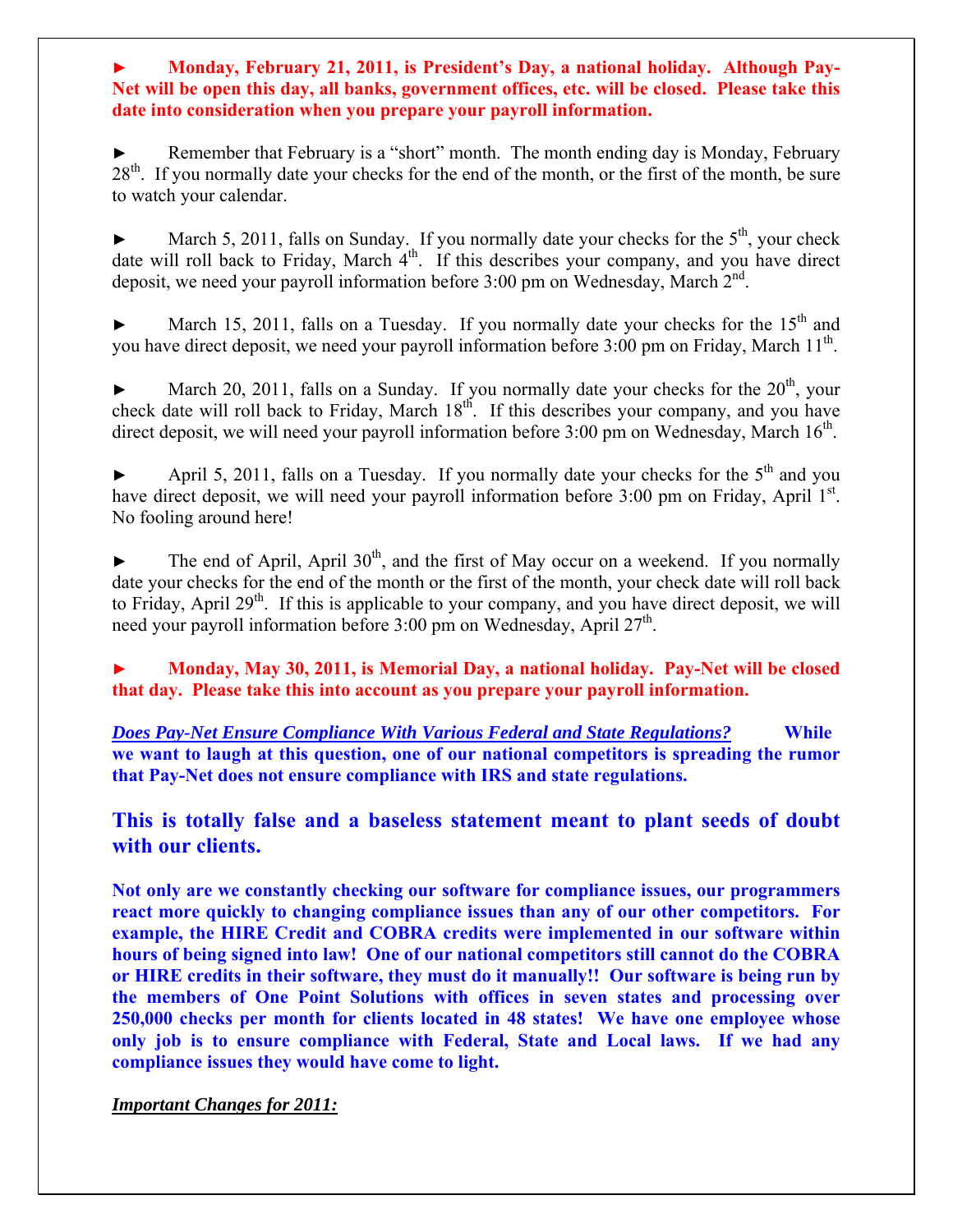► **Monday, February 21, 2011, is President's Day, a national holiday. Although Pay-Net will be open this day, all banks, government offices, etc. will be closed. Please take this date into consideration when you prepare your payroll information.**

► Remember that February is a "short" month. The month ending day is Monday, February 28th. If you normally date your checks for the end of the month, or the first of the month, be sure to watch your calendar.

► March 5, 2011, falls on Sunday. If you normally date your checks for the 5th, your check date will roll back to Friday, March 4th. If this describes your company, and you have direct deposit, we need your payroll information before 3:00 pm on Wednesday, March 2nd.

► March 15, 2011, falls on a Tuesday. If you normally date your checks for the 15th and you have direct deposit, we need your payroll information before 3:00 pm on Friday, March 11th.

► March 20, 2011, falls on a Sunday. If you normally date your checks for the 20th, your check date will roll back to Friday, March 18th. If this describes your company, and you have direct deposit, we will need your payroll information before 3:00 pm on Wednesday, March 16th.

► April 5, 2011, falls on a Tuesday. If you normally date your checks for the 5th and you have direct deposit, we will need your payroll information before 3:00 pm on Friday, April 1st. No fooling around here!

► The end of April, April 30th, and the first of May occur on a weekend. If you normally date your checks for the end of the month or the first of the month, your check date will roll back to Friday, April 29th. If this is applicable to your company, and you have direct deposit, we will need your payroll information before 3:00 pm on Wednesday, April 27th.

► **Monday, May 30, 2011, is Memorial Day, a national holiday. Pay-Net will be closed that day. Please take this into account as you prepare your payroll information.**

***Does Pay-Net Ensure Compliance With Various Federal and State Regulations?*** **While we want to laugh at this question, one of our national competitors is spreading the rumor that Pay-Net does not ensure compliance with IRS and state regulations.**

### This is totally false and a baseless statement meant to plant seeds of doubt with our clients.

**Not only are we constantly checking our software for compliance issues, our programmers react more quickly to changing compliance issues than any of our other competitors. For example, the HIRE Credit and COBRA credits were implemented in our software within hours of being signed into law! One of our national competitors still cannot do the COBRA or HIRE credits in their software, they must do it manually!! Our software is being run by the members of One Point Solutions with offices in seven states and processing over 250,000 checks per month for clients located in 48 states! We have one employee whose only job is to ensure compliance with Federal, State and Local laws. If we had any compliance issues they would have come to light.**

***Important Changes for 2011:***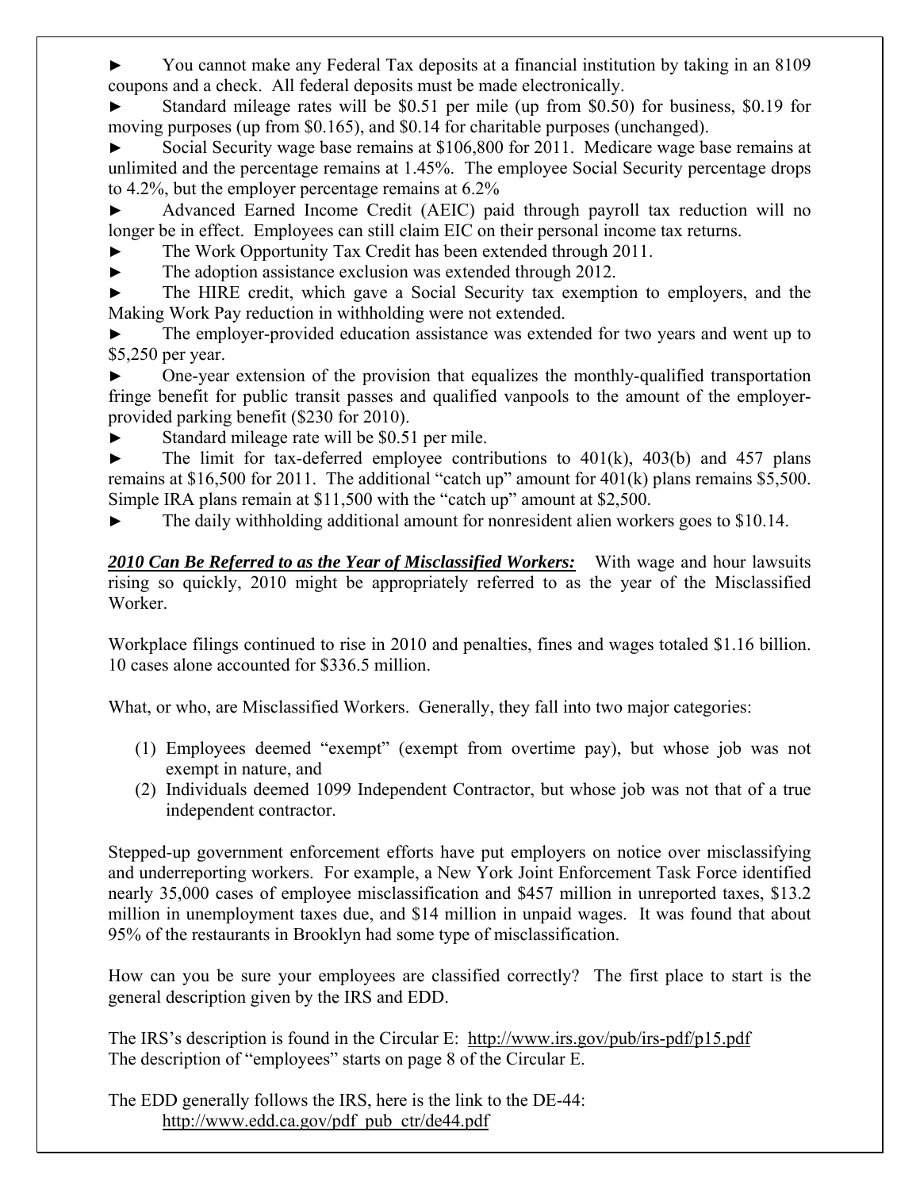► You cannot make any Federal Tax deposits at a financial institution by taking in an 8109 coupons and a check. All federal deposits must be made electronically.

► Standard mileage rates will be $0.51 per mile (up from $0.50) for business, $0.19 for moving purposes (up from $0.165), and $0.14 for charitable purposes (unchanged).

► Social Security wage base remains at $106,800 for 2011. Medicare wage base remains at unlimited and the percentage remains at 1.45%. The employee Social Security percentage drops to 4.2%, but the employer percentage remains at 6.2%

► Advanced Earned Income Credit (AEIC) paid through payroll tax reduction will no longer be in effect. Employees can still claim EIC on their personal income tax returns.

► The Work Opportunity Tax Credit has been extended through 2011.

► The adoption assistance exclusion was extended through 2012.

► The HIRE credit, which gave a Social Security tax exemption to employers, and the Making Work Pay reduction in withholding were not extended.

► The employer-provided education assistance was extended for two years and went up to $5,250 per year.

► One-year extension of the provision that equalizes the monthly-qualified transportation fringe benefit for public transit passes and qualified vanpools to the amount of the employer-provided parking benefit ($230 for 2010).

► Standard mileage rate will be $0.51 per mile.

► The limit for tax-deferred employee contributions to 401(k), 403(b) and 457 plans remains at $16,500 for 2011. The additional "catch up" amount for 401(k) plans remains $5,500. Simple IRA plans remain at $11,500 with the "catch up" amount at $2,500.

► The daily withholding additional amount for nonresident alien workers goes to $10.14.

***2010 Can Be Referred to as the Year of Misclassified Workers:*** With wage and hour lawsuits rising so quickly, 2010 might be appropriately referred to as the year of the Misclassified Worker.

Workplace filings continued to rise in 2010 and penalties, fines and wages totaled $1.16 billion. 10 cases alone accounted for $336.5 million.

What, or who, are Misclassified Workers. Generally, they fall into two major categories:

(1) Employees deemed "exempt" (exempt from overtime pay), but whose job was not exempt in nature, and
(2) Individuals deemed 1099 Independent Contractor, but whose job was not that of a true independent contractor.

Stepped-up government enforcement efforts have put employers on notice over misclassifying and underreporting workers. For example, a New York Joint Enforcement Task Force identified nearly 35,000 cases of employee misclassification and $457 million in unreported taxes, $13.2 million in unemployment taxes due, and $14 million in unpaid wages. It was found that about 95% of the restaurants in Brooklyn had some type of misclassification.

How can you be sure your employees are classified correctly? The first place to start is the general description given by the IRS and EDD.

The IRS's description is found in the Circular E: http://www.irs.gov/pub/irs-pdf/p15.pdf
The description of "employees" starts on page 8 of the Circular E.

The EDD generally follows the IRS, here is the link to the DE-44:
http://www.edd.ca.gov/pdf_pub_ctr/de44.pdf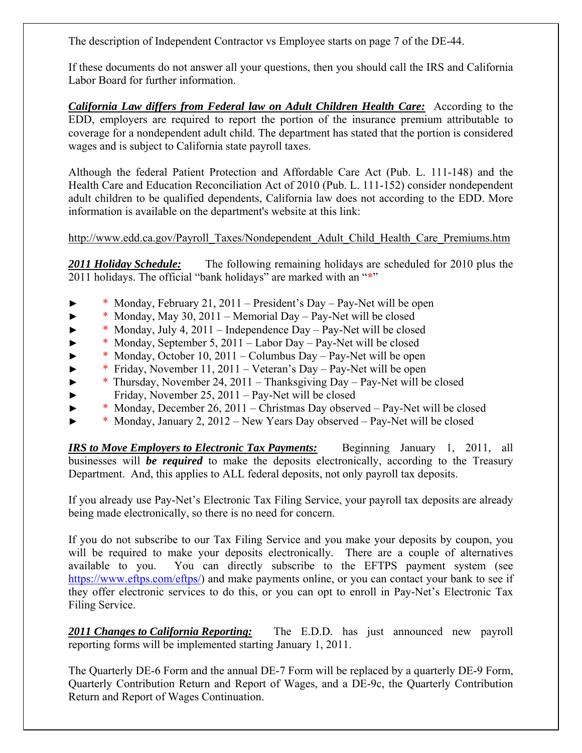The description of Independent Contractor vs Employee starts on page 7 of the DE-44.

If these documents do not answer all your questions, then you should call the IRS and California Labor Board for further information.

***California Law differs from Federal law on Adult Children Health Care:*** According to the EDD, employers are required to report the portion of the insurance premium attributable to coverage for a nondependent adult child. The department has stated that the portion is considered wages and is subject to California state payroll taxes.

Although the federal Patient Protection and Affordable Care Act (Pub. L. 111-148) and the Health Care and Education Reconciliation Act of 2010 (Pub. L. 111-152) consider nondependent adult children to be qualified dependents, California law does not according to the EDD. More information is available on the department's website at this link:

http://www.edd.ca.gov/Payroll_Taxes/Nondependent_Adult_Child_Health_Care_Premiums.htm

***2011 Holiday Schedule:*** The following remaining holidays are scheduled for 2010 plus the 2011 holidays. The official "bank holidays" are marked with an "*"

- \* Monday, February 21, 2011 – President's Day – Pay-Net will be open
- \* Monday, May 30, 2011 – Memorial Day – Pay-Net will be closed
- \* Monday, July 4, 2011 – Independence Day – Pay-Net will be closed
- \* Monday, September 5, 2011 – Labor Day – Pay-Net will be closed
- \* Monday, October 10, 2011 – Columbus Day – Pay-Net will be open
- \* Friday, November 11, 2011 – Veteran's Day – Pay-Net will be open
- \* Thursday, November 24, 2011 – Thanksgiving Day – Pay-Net will be closed
- Friday, November 25, 2011 – Pay-Net will be closed
- \* Monday, December 26, 2011 – Christmas Day observed – Pay-Net will be closed
- \* Monday, January 2, 2012 – New Years Day observed – Pay-Net will be closed

***IRS to Move Employers to Electronic Tax Payments:*** Beginning January 1, 2011, all businesses will ***be required*** to make the deposits electronically, according to the Treasury Department. And, this applies to ALL federal deposits, not only payroll tax deposits.

If you already use Pay-Net's Electronic Tax Filing Service, your payroll tax deposits are already being made electronically, so there is no need for concern.

If you do not subscribe to our Tax Filing Service and you make your deposits by coupon, you will be required to make your deposits electronically. There are a couple of alternatives available to you. You can directly subscribe to the EFTPS payment system (see https://www.eftps.com/eftps/) and make payments online, or you can contact your bank to see if they offer electronic services to do this, or you can opt to enroll in Pay-Net's Electronic Tax Filing Service.

***2011 Changes to California Reporting:*** The E.D.D. has just announced new payroll reporting forms will be implemented starting January 1, 2011.

The Quarterly DE-6 Form and the annual DE-7 Form will be replaced by a quarterly DE-9 Form, Quarterly Contribution Return and Report of Wages, and a DE-9c, the Quarterly Contribution Return and Report of Wages Continuation.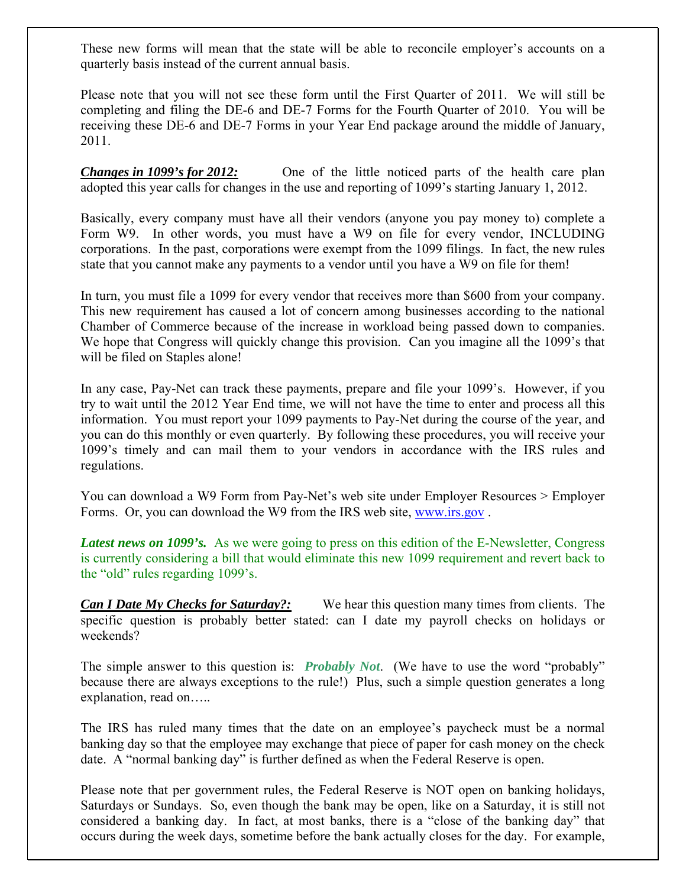These new forms will mean that the state will be able to reconcile employer's accounts on a quarterly basis instead of the current annual basis.

Please note that you will not see these form until the First Quarter of 2011. We will still be completing and filing the DE-6 and DE-7 Forms for the Fourth Quarter of 2010. You will be receiving these DE-6 and DE-7 Forms in your Year End package around the middle of January, 2011.

***Changes in 1099's for 2012:*** One of the little noticed parts of the health care plan adopted this year calls for changes in the use and reporting of 1099's starting January 1, 2012.

Basically, every company must have all their vendors (anyone you pay money to) complete a Form W9. In other words, you must have a W9 on file for every vendor, INCLUDING corporations. In the past, corporations were exempt from the 1099 filings. In fact, the new rules state that you cannot make any payments to a vendor until you have a W9 on file for them!

In turn, you must file a 1099 for every vendor that receives more than $600 from your company. This new requirement has caused a lot of concern among businesses according to the national Chamber of Commerce because of the increase in workload being passed down to companies. We hope that Congress will quickly change this provision. Can you imagine all the 1099's that will be filed on Staples alone!

In any case, Pay-Net can track these payments, prepare and file your 1099's. However, if you try to wait until the 2012 Year End time, we will not have the time to enter and process all this information. You must report your 1099 payments to Pay-Net during the course of the year, and you can do this monthly or even quarterly. By following these procedures, you will receive your 1099's timely and can mail them to your vendors in accordance with the IRS rules and regulations.

You can download a W9 Form from Pay-Net's web site under Employer Resources > Employer Forms. Or, you can download the W9 from the IRS web site, [www.irs.gov](http://www.irs.gov) .

***Latest news on 1099's.*** As we were going to press on this edition of the E-Newsletter, Congress is currently considering a bill that would eliminate this new 1099 requirement and revert back to the "old" rules regarding 1099's.

***Can I Date My Checks for Saturday?:*** We hear this question many times from clients. The specific question is probably better stated: can I date my payroll checks on holidays or weekends?

The simple answer to this question is: ***Probably Not***. (We have to use the word "probably" because there are always exceptions to the rule!) Plus, such a simple question generates a long explanation, read on…..

The IRS has ruled many times that the date on an employee's paycheck must be a normal banking day so that the employee may exchange that piece of paper for cash money on the check date. A "normal banking day" is further defined as when the Federal Reserve is open.

Please note that per government rules, the Federal Reserve is NOT open on banking holidays, Saturdays or Sundays. So, even though the bank may be open, like on a Saturday, it is still not considered a banking day. In fact, at most banks, there is a "close of the banking day" that occurs during the week days, sometime before the bank actually closes for the day. For example,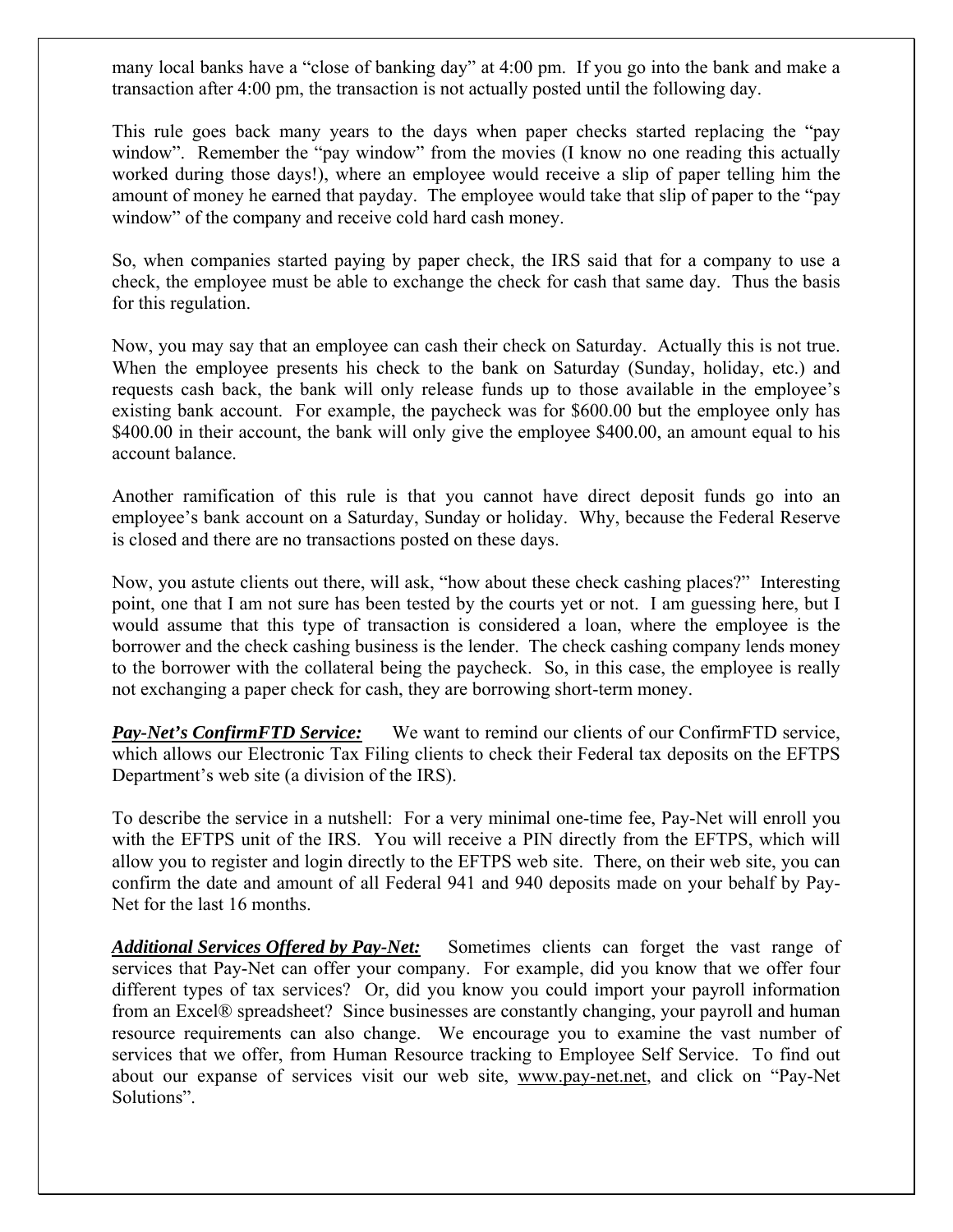many local banks have a "close of banking day" at 4:00 pm. If you go into the bank and make a transaction after 4:00 pm, the transaction is not actually posted until the following day.

This rule goes back many years to the days when paper checks started replacing the "pay window". Remember the "pay window" from the movies (I know no one reading this actually worked during those days!), where an employee would receive a slip of paper telling him the amount of money he earned that payday. The employee would take that slip of paper to the "pay window" of the company and receive cold hard cash money.

So, when companies started paying by paper check, the IRS said that for a company to use a check, the employee must be able to exchange the check for cash that same day. Thus the basis for this regulation.

Now, you may say that an employee can cash their check on Saturday. Actually this is not true. When the employee presents his check to the bank on Saturday (Sunday, holiday, etc.) and requests cash back, the bank will only release funds up to those available in the employee's existing bank account. For example, the paycheck was for $600.00 but the employee only has $400.00 in their account, the bank will only give the employee $400.00, an amount equal to his account balance.

Another ramification of this rule is that you cannot have direct deposit funds go into an employee's bank account on a Saturday, Sunday or holiday. Why, because the Federal Reserve is closed and there are no transactions posted on these days.

Now, you astute clients out there, will ask, "how about these check cashing places?" Interesting point, one that I am not sure has been tested by the courts yet or not. I am guessing here, but I would assume that this type of transaction is considered a loan, where the employee is the borrower and the check cashing business is the lender. The check cashing company lends money to the borrower with the collateral being the paycheck. So, in this case, the employee is really not exchanging a paper check for cash, they are borrowing short-term money.

***Pay-Net's ConfirmFTD Service:*** We want to remind our clients of our ConfirmFTD service, which allows our Electronic Tax Filing clients to check their Federal tax deposits on the EFTPS Department's web site (a division of the IRS).

To describe the service in a nutshell: For a very minimal one-time fee, Pay-Net will enroll you with the EFTPS unit of the IRS. You will receive a PIN directly from the EFTPS, which will allow you to register and login directly to the EFTPS web site. There, on their web site, you can confirm the date and amount of all Federal 941 and 940 deposits made on your behalf by Pay-Net for the last 16 months.

***Additional Services Offered by Pay-Net:*** Sometimes clients can forget the vast range of services that Pay-Net can offer your company. For example, did you know that we offer four different types of tax services? Or, did you know you could import your payroll information from an Excel® spreadsheet? Since businesses are constantly changing, your payroll and human resource requirements can also change. We encourage you to examine the vast number of services that we offer, from Human Resource tracking to Employee Self Service. To find out about our expanse of services visit our web site, www.pay-net.net, and click on "Pay-Net Solutions".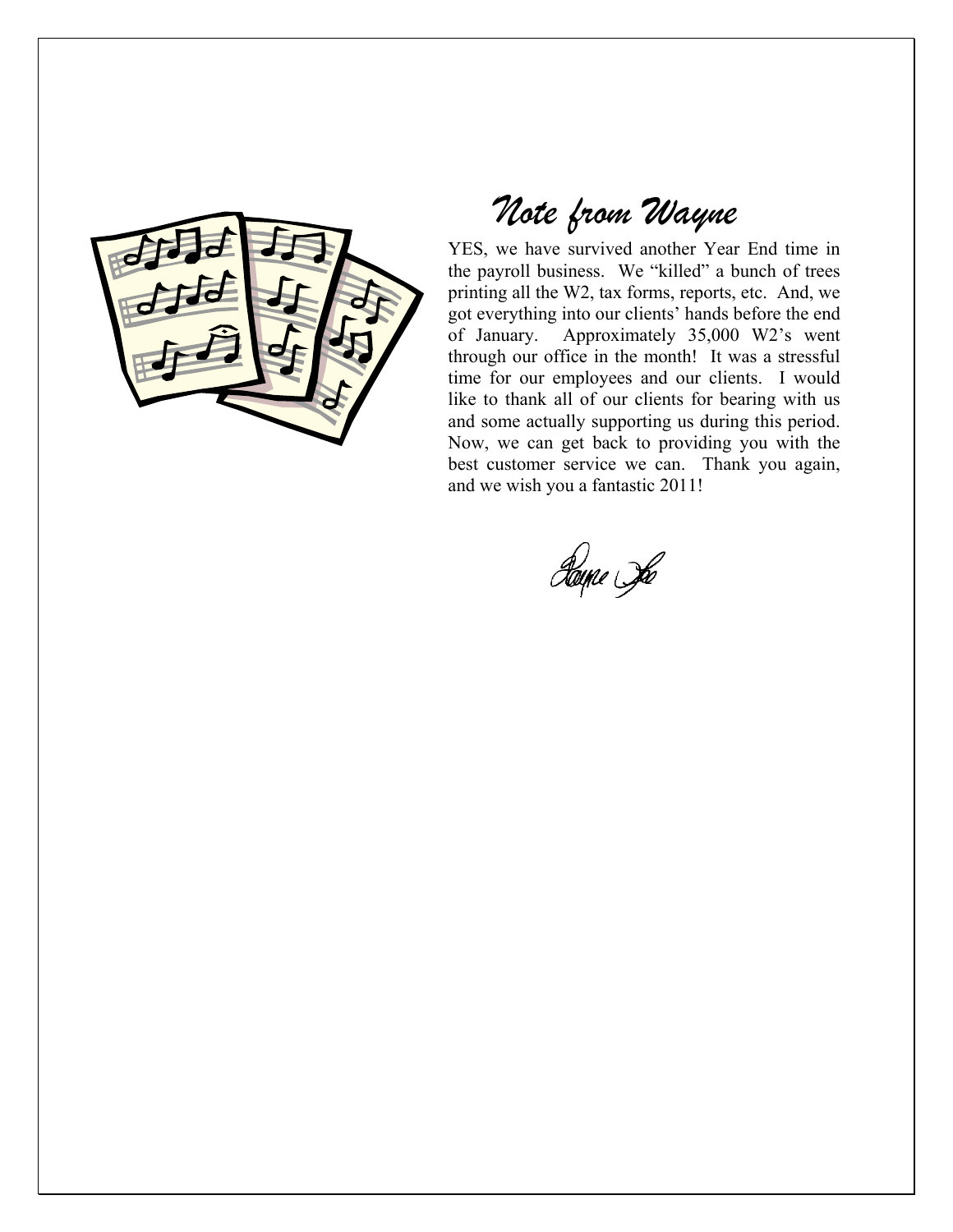# *Note from Wayne*

YES, we have survived another Year End time in the payroll business. We "killed" a bunch of trees printing all the W2, tax forms, reports, etc. And, we got everything into our clients' hands before the end of January. Approximately 35,000 W2's went through our office in the month! It was a stressful time for our employees and our clients. I would like to thank all of our clients for bearing with us and some actually supporting us during this period. Now, we can get back to providing you with the best customer service we can. Thank you again, and we wish you a fantastic 2011!